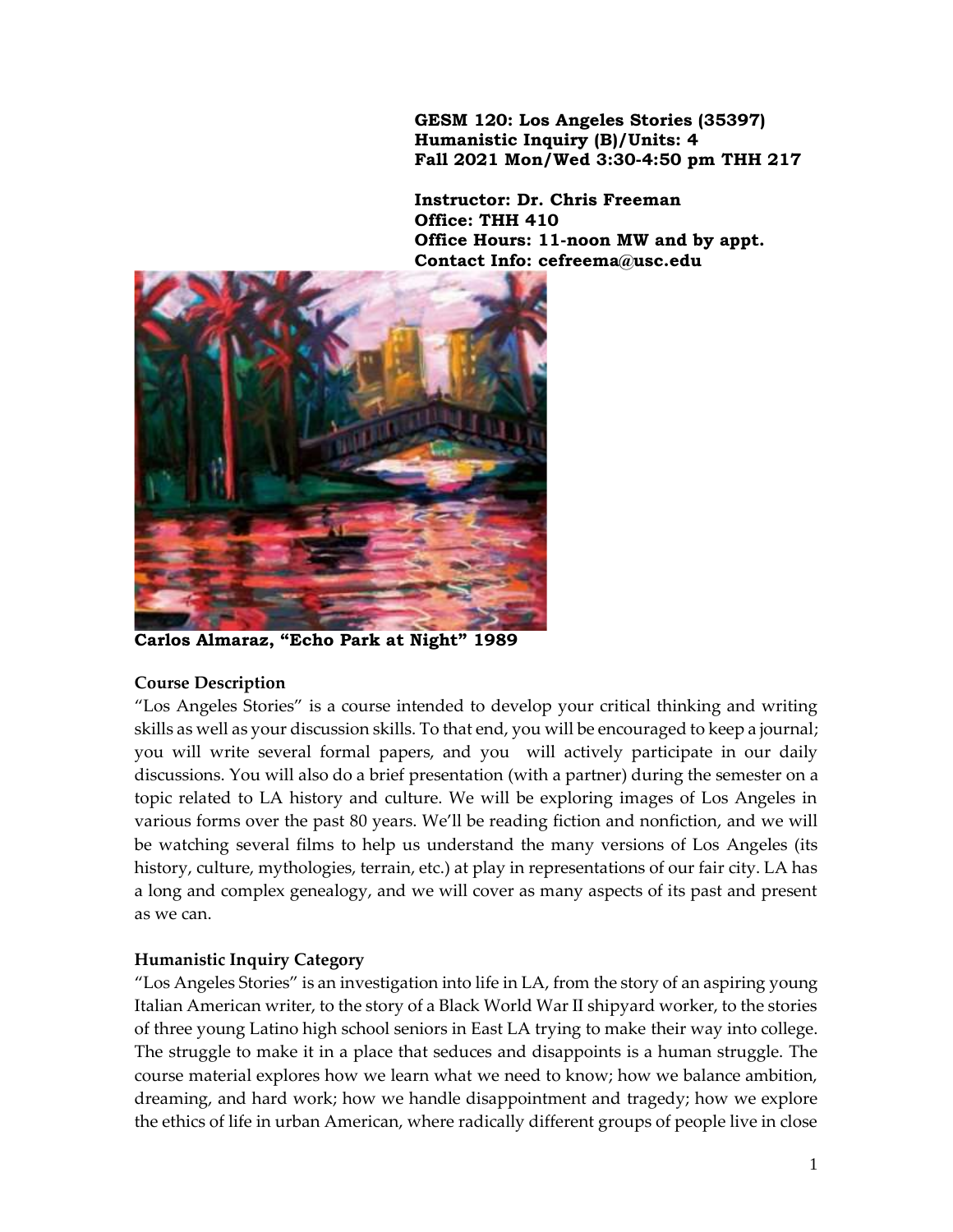**GESM 120: Los Angeles Stories (35397)**
**Humanistic Inquiry (B)/Units: 4**
**Fall 2021 Mon/Wed 3:30-4:50 pm THH 217**

**Instructor: Dr. Chris Freeman**
**Office: THH 410**
**Office Hours: 11-noon MW and by appt.**
**Contact Info: cefreema@usc.edu**

**Carlos Almaraz, "Echo Park at Night" 1989**

## Course Description

"Los Angeles Stories" is a course intended to develop your critical thinking and writing skills as well as your discussion skills. To that end, you will be encouraged to keep a journal; you will write several formal papers, and you will actively participate in our daily discussions. You will also do a brief presentation (with a partner) during the semester on a topic related to LA history and culture. We will be exploring images of Los Angeles in various forms over the past 80 years. We'll be reading fiction and nonfiction, and we will be watching several films to help us understand the many versions of Los Angeles (its history, culture, mythologies, terrain, etc.) at play in representations of our fair city. LA has a long and complex genealogy, and we will cover as many aspects of its past and present as we can.

## Humanistic Inquiry Category

"Los Angeles Stories" is an investigation into life in LA, from the story of an aspiring young Italian American writer, to the story of a Black World War II shipyard worker, to the stories of three young Latino high school seniors in East LA trying to make their way into college. The struggle to make it in a place that seduces and disappoints is a human struggle. The course material explores how we learn what we need to know; how we balance ambition, dreaming, and hard work; how we handle disappointment and tragedy; how we explore the ethics of life in urban American, where radically different groups of people live in close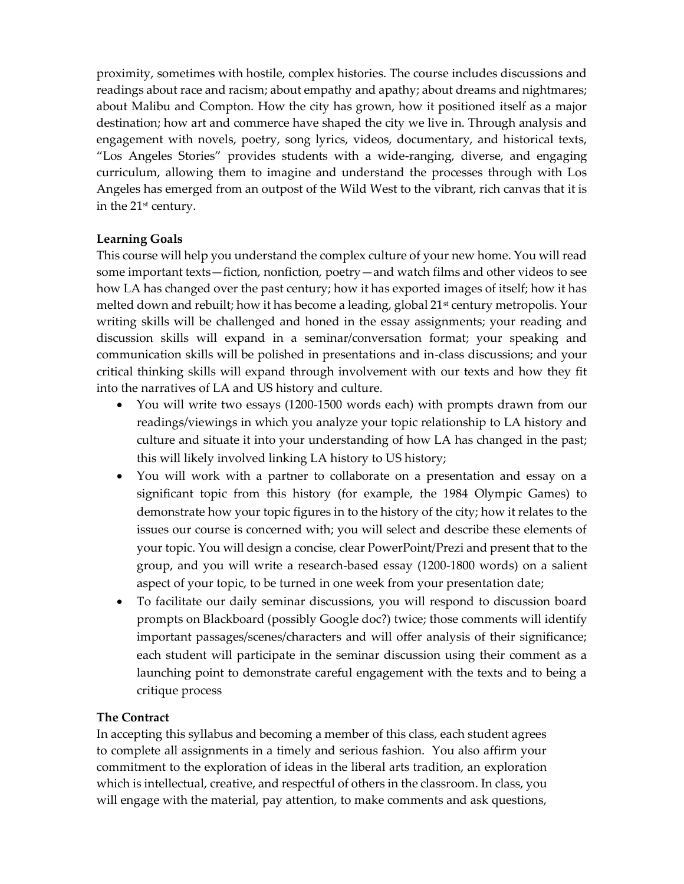proximity, sometimes with hostile, complex histories. The course includes discussions and readings about race and racism; about empathy and apathy; about dreams and nightmares; about Malibu and Compton. How the city has grown, how it positioned itself as a major destination; how art and commerce have shaped the city we live in. Through analysis and engagement with novels, poetry, song lyrics, videos, documentary, and historical texts, "Los Angeles Stories" provides students with a wide-ranging, diverse, and engaging curriculum, allowing them to imagine and understand the processes through with Los Angeles has emerged from an outpost of the Wild West to the vibrant, rich canvas that it is in the 21st century.

**Learning Goals**

This course will help you understand the complex culture of your new home. You will read some important texts—fiction, nonfiction, poetry—and watch films and other videos to see how LA has changed over the past century; how it has exported images of itself; how it has melted down and rebuilt; how it has become a leading, global 21st century metropolis. Your writing skills will be challenged and honed in the essay assignments; your reading and discussion skills will expand in a seminar/conversation format; your speaking and communication skills will be polished in presentations and in-class discussions; and your critical thinking skills will expand through involvement with our texts and how they fit into the narratives of LA and US history and culture.

- You will write two essays (1200-1500 words each) with prompts drawn from our readings/viewings in which you analyze your topic relationship to LA history and culture and situate it into your understanding of how LA has changed in the past; this will likely involved linking LA history to US history;
- You will work with a partner to collaborate on a presentation and essay on a significant topic from this history (for example, the 1984 Olympic Games) to demonstrate how your topic figures in to the history of the city; how it relates to the issues our course is concerned with; you will select and describe these elements of your topic. You will design a concise, clear PowerPoint/Prezi and present that to the group, and you will write a research-based essay (1200-1800 words) on a salient aspect of your topic, to be turned in one week from your presentation date;
- To facilitate our daily seminar discussions, you will respond to discussion board prompts on Blackboard (possibly Google doc?) twice; those comments will identify important passages/scenes/characters and will offer analysis of their significance; each student will participate in the seminar discussion using their comment as a launching point to demonstrate careful engagement with the texts and to being a critique process

**The Contract**

In accepting this syllabus and becoming a member of this class, each student agrees to complete all assignments in a timely and serious fashion. You also affirm your commitment to the exploration of ideas in the liberal arts tradition, an exploration which is intellectual, creative, and respectful of others in the classroom. In class, you will engage with the material, pay attention, to make comments and ask questions,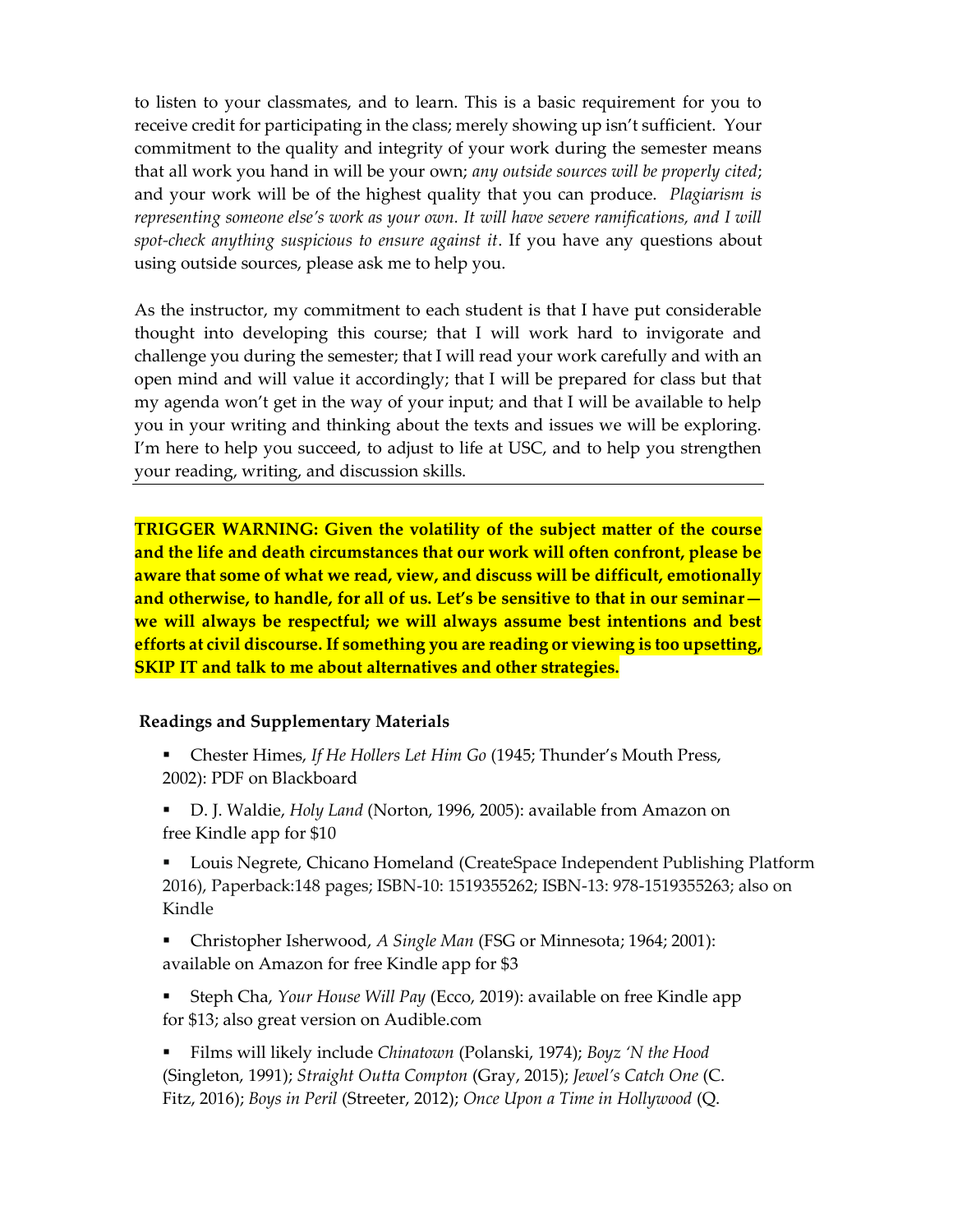to listen to your classmates, and to learn. This is a basic requirement for you to receive credit for participating in the class; merely showing up isn't sufficient. Your commitment to the quality and integrity of your work during the semester means that all work you hand in will be your own; *any outside sources will be properly cited*; and your work will be of the highest quality that you can produce. *Plagiarism is representing someone else's work as your own. It will have severe ramifications, and I will spot-check anything suspicious to ensure against it*. If you have any questions about using outside sources, please ask me to help you.

As the instructor, my commitment to each student is that I have put considerable thought into developing this course; that I will work hard to invigorate and challenge you during the semester; that I will read your work carefully and with an open mind and will value it accordingly; that I will be prepared for class but that my agenda won't get in the way of your input; and that I will be available to help you in your writing and thinking about the texts and issues we will be exploring. I'm here to help you succeed, to adjust to life at USC, and to help you strengthen your reading, writing, and discussion skills.

---

**TRIGGER WARNING: Given the volatility of the subject matter of the course and the life and death circumstances that our work will often confront, please be aware that some of what we read, view, and discuss will be difficult, emotionally and otherwise, to handle, for all of us. Let's be sensitive to that in our seminar—we will always be respectful; we will always assume best intentions and best efforts at civil discourse. If something you are reading or viewing is too upsetting, SKIP IT and talk to me about alternatives and other strategies.**

**Readings and Supplementary Materials**

- Chester Himes, *If He Hollers Let Him Go* (1945; Thunder's Mouth Press, 2002): PDF on Blackboard
- D. J. Waldie, *Holy Land* (Norton, 1996, 2005): available from Amazon on free Kindle app for $10
- Louis Negrete, Chicano Homeland (CreateSpace Independent Publishing Platform 2016), Paperback:148 pages; ISBN-10: 1519355262; ISBN-13: 978-1519355263; also on Kindle
- Christopher Isherwood, *A Single Man* (FSG or Minnesota; 1964; 2001): available on Amazon for free Kindle app for $3
- Steph Cha, *Your House Will Pay* (Ecco, 2019): available on free Kindle app for $13; also great version on Audible.com
- Films will likely include *Chinatown* (Polanski, 1974); *Boyz 'N the Hood* (Singleton, 1991); *Straight Outta Compton* (Gray, 2015); *Jewel's Catch One* (C. Fitz, 2016); *Boys in Peril* (Streeter, 2012); *Once Upon a Time in Hollywood* (Q.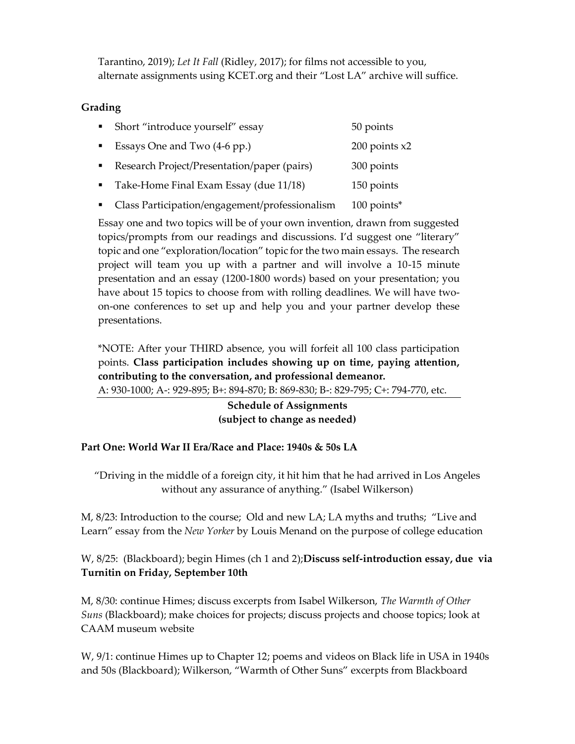Tarantino, 2019); *Let It Fall* (Ridley, 2017); for films not accessible to you, alternate assignments using KCET.org and their "Lost LA" archive will suffice.

**Grading**

| | |
|---|---|
| ▪ Short "introduce yourself" essay | 50 points |
| ▪ Essays One and Two (4-6 pp.) | 200 points x2 |
| ▪ Research Project/Presentation/paper (pairs) | 300 points |
| ▪ Take-Home Final Exam Essay (due 11/18) | 150 points |
| ▪ Class Participation/engagement/professionalism | 100 points* |

Essay one and two topics will be of your own invention, drawn from suggested topics/prompts from our readings and discussions. I'd suggest one "literary" topic and one "exploration/location" topic for the two main essays. The research project will team you up with a partner and will involve a 10-15 minute presentation and an essay (1200-1800 words) based on your presentation; you have about 15 topics to choose from with rolling deadlines. We will have two-on-one conferences to set up and help you and your partner develop these presentations.

*NOTE: After your THIRD absence, you will forfeit all 100 class participation points. **Class participation includes showing up on time, paying attention, contributing to the conversation, and professional demeanor.**

A: 930-1000; A-: 929-895; B+: 894-870; B: 869-830; B-: 829-795; C+: 794-770, etc.

**Schedule of Assignments**
**(subject to change as needed)**

**Part One: World War II Era/Race and Place: 1940s & 50s LA**

"Driving in the middle of a foreign city, it hit him that he had arrived in Los Angeles without any assurance of anything." (Isabel Wilkerson)

M, 8/23: Introduction to the course; Old and new LA; LA myths and truths; "Live and Learn" essay from the *New Yorker* by Louis Menand on the purpose of college education

W, 8/25: (Blackboard); begin Himes (ch 1 and 2);**Discuss self-introduction essay, due via Turnitin on Friday, September 10th**

M, 8/30: continue Himes; discuss excerpts from Isabel Wilkerson, *The Warmth of Other Suns* (Blackboard); make choices for projects; discuss projects and choose topics; look at CAAM museum website

W, 9/1: continue Himes up to Chapter 12; poems and videos on Black life in USA in 1940s and 50s (Blackboard); Wilkerson, "Warmth of Other Suns" excerpts from Blackboard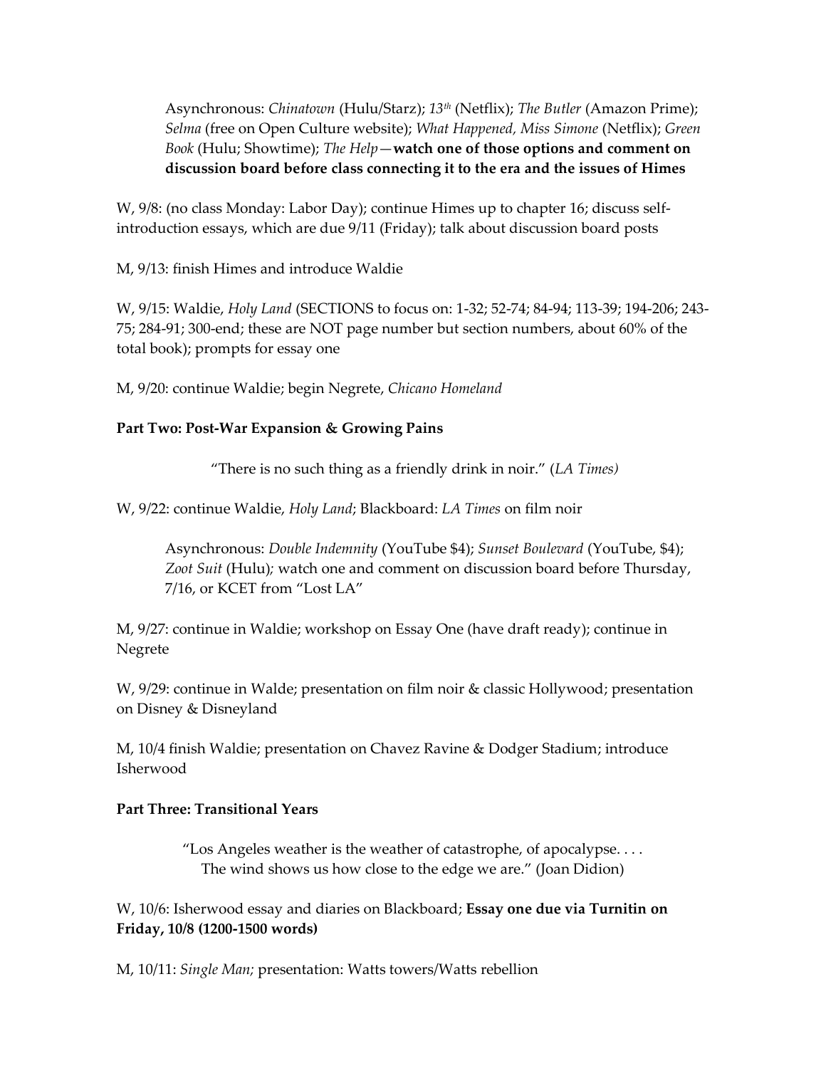Asynchronous: *Chinatown* (Hulu/Starz); *13th* (Netflix); *The Butler* (Amazon Prime); *Selma* (free on Open Culture website); *What Happened, Miss Simone* (Netflix); *Green Book* (Hulu; Showtime); *The Help*—**watch one of those options and comment on discussion board before class connecting it to the era and the issues of Himes**

W, 9/8: (no class Monday: Labor Day); continue Himes up to chapter 16; discuss self-introduction essays, which are due 9/11 (Friday); talk about discussion board posts

M, 9/13: finish Himes and introduce Waldie

W, 9/15: Waldie, *Holy Land* (SECTIONS to focus on: 1-32; 52-74; 84-94; 113-39; 194-206; 243-75; 284-91; 300-end; these are NOT page number but section numbers, about 60% of the total book); prompts for essay one

M, 9/20: continue Waldie; begin Negrete, *Chicano Homeland*

**Part Two: Post-War Expansion & Growing Pains**

"There is no such thing as a friendly drink in noir." (*LA Times)*

W, 9/22: continue Waldie, *Holy Land*; Blackboard: *LA Times* on film noir

Asynchronous: *Double Indemnity* (YouTube $4); *Sunset Boulevard* (YouTube, $4); *Zoot Suit* (Hulu)*;* watch one and comment on discussion board before Thursday, 7/16, or KCET from "Lost LA"

M, 9/27: continue in Waldie; workshop on Essay One (have draft ready); continue in Negrete

W, 9/29: continue in Walde; presentation on film noir & classic Hollywood; presentation on Disney & Disneyland

M, 10/4 finish Waldie; presentation on Chavez Ravine & Dodger Stadium; introduce Isherwood

**Part Three: Transitional Years**

"Los Angeles weather is the weather of catastrophe, of apocalypse. . . . The wind shows us how close to the edge we are." (Joan Didion)

W, 10/6: Isherwood essay and diaries on Blackboard; **Essay one due via Turnitin on Friday, 10/8 (1200-1500 words)**

M, 10/11: *Single Man;* presentation: Watts towers/Watts rebellion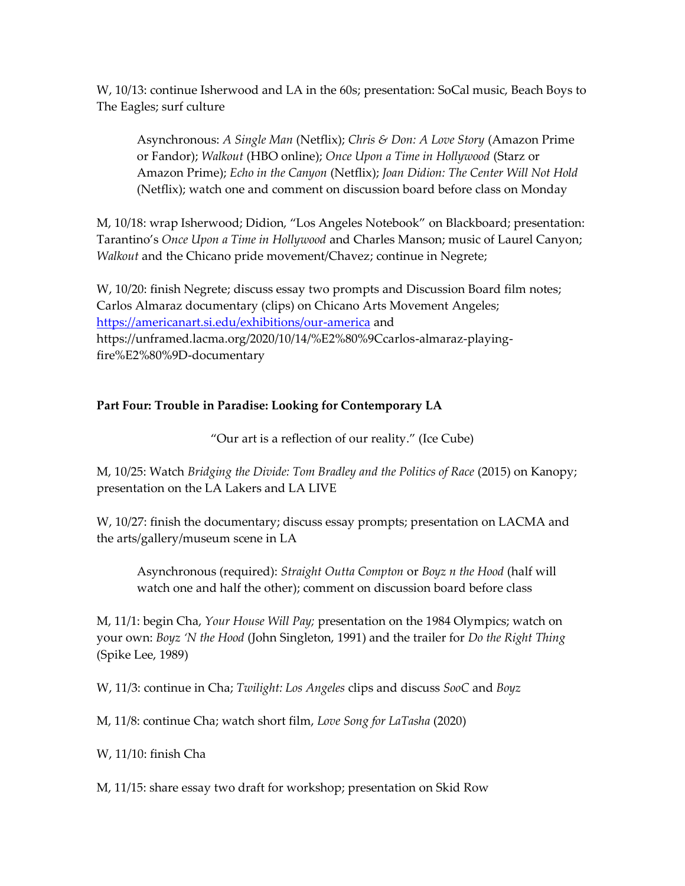W, 10/13: continue Isherwood and LA in the 60s; presentation: SoCal music, Beach Boys to The Eagles; surf culture

> Asynchronous: *A Single Man* (Netflix); *Chris & Don: A Love Story* (Amazon Prime or Fandor); *Walkout* (HBO online); *Once Upon a Time in Hollywood* (Starz or Amazon Prime); *Echo in the Canyon* (Netflix); *Joan Didion: The Center Will Not Hold* (Netflix); watch one and comment on discussion board before class on Monday

M, 10/18: wrap Isherwood; Didion, "Los Angeles Notebook" on Blackboard; presentation: Tarantino's *Once Upon a Time in Hollywood* and Charles Manson; music of Laurel Canyon; *Walkout* and the Chicano pride movement/Chavez; continue in Negrete;

W, 10/20: finish Negrete; discuss essay two prompts and Discussion Board film notes; Carlos Almaraz documentary (clips) on Chicano Arts Movement Angeles; [https://americanart.si.edu/exhibitions/our-america](https://americanart.si.edu/exhibitions/our-america) and https://unframed.lacma.org/2020/10/14/%E2%80%9Ccarlos-almaraz-playing-fire%E2%80%9D-documentary

**Part Four: Trouble in Paradise: Looking for Contemporary LA**

"Our art is a reflection of our reality." (Ice Cube)

M, 10/25: Watch *Bridging the Divide: Tom Bradley and the Politics of Race* (2015) on Kanopy; presentation on the LA Lakers and LA LIVE

W, 10/27: finish the documentary; discuss essay prompts; presentation on LACMA and the arts/gallery/museum scene in LA

> Asynchronous (required): *Straight Outta Compton* or *Boyz n the Hood* (half will watch one and half the other); comment on discussion board before class

M, 11/1: begin Cha, *Your House Will Pay;* presentation on the 1984 Olympics; watch on your own: *Boyz 'N the Hood* (John Singleton, 1991) and the trailer for *Do the Right Thing* (Spike Lee, 1989)

W, 11/3: continue in Cha; *Twilight: Los Angeles* clips and discuss *SooC* and *Boyz*

M, 11/8: continue Cha; watch short film, *Love Song for LaTasha* (2020)

W, 11/10: finish Cha

M, 11/15: share essay two draft for workshop; presentation on Skid Row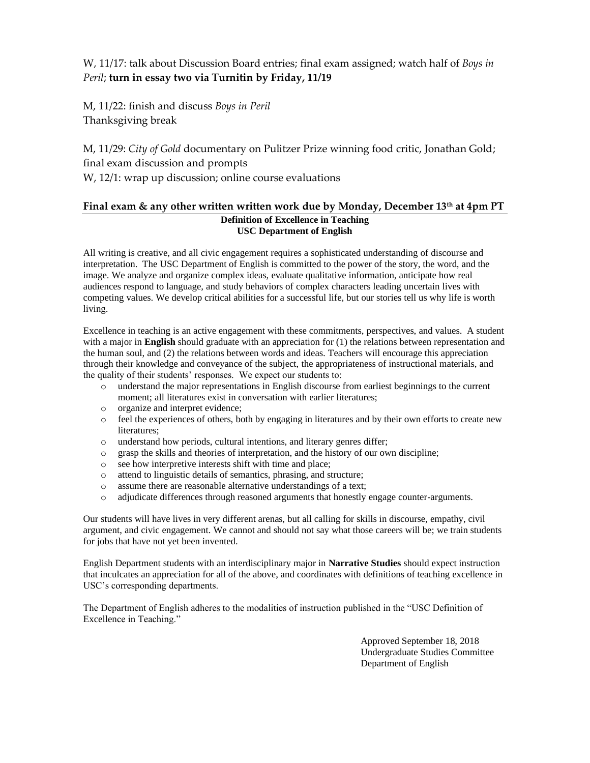W, 11/17: talk about Discussion Board entries; final exam assigned; watch half of *Boys in Peril*; **turn in essay two via Turnitin by Friday, 11/19**

M, 11/22: finish and discuss *Boys in Peril*
Thanksgiving break

M, 11/29: *City of Gold* documentary on Pulitzer Prize winning food critic, Jonathan Gold; final exam discussion and prompts
W, 12/1: wrap up discussion; online course evaluations

**Final exam & any other written written work due by Monday, December 13th at 4pm PT**

---

**Definition of Excellence in Teaching**
**USC Department of English**

All writing is creative, and all civic engagement requires a sophisticated understanding of discourse and interpretation. The USC Department of English is committed to the power of the story, the word, and the image. We analyze and organize complex ideas, evaluate qualitative information, anticipate how real audiences respond to language, and study behaviors of complex characters leading uncertain lives with competing values. We develop critical abilities for a successful life, but our stories tell us why life is worth living.

Excellence in teaching is an active engagement with these commitments, perspectives, and values. A student with a major in **English** should graduate with an appreciation for (1) the relations between representation and the human soul, and (2) the relations between words and ideas. Teachers will encourage this appreciation through their knowledge and conveyance of the subject, the appropriateness of instructional materials, and the quality of their students' responses. We expect our students to:

- understand the major representations in English discourse from earliest beginnings to the current moment; all literatures exist in conversation with earlier literatures;
- organize and interpret evidence;
- feel the experiences of others, both by engaging in literatures and by their own efforts to create new literatures;
- understand how periods, cultural intentions, and literary genres differ;
- grasp the skills and theories of interpretation, and the history of our own discipline;
- see how interpretive interests shift with time and place;
- attend to linguistic details of semantics, phrasing, and structure;
- assume there are reasonable alternative understandings of a text;
- adjudicate differences through reasoned arguments that honestly engage counter-arguments.

Our students will have lives in very different arenas, but all calling for skills in discourse, empathy, civil argument, and civic engagement. We cannot and should not say what those careers will be; we train students for jobs that have not yet been invented.

English Department students with an interdisciplinary major in **Narrative Studies** should expect instruction that inculcates an appreciation for all of the above, and coordinates with definitions of teaching excellence in USC's corresponding departments.

The Department of English adheres to the modalities of instruction published in the "USC Definition of Excellence in Teaching."

Approved September 18, 2018
Undergraduate Studies Committee
Department of English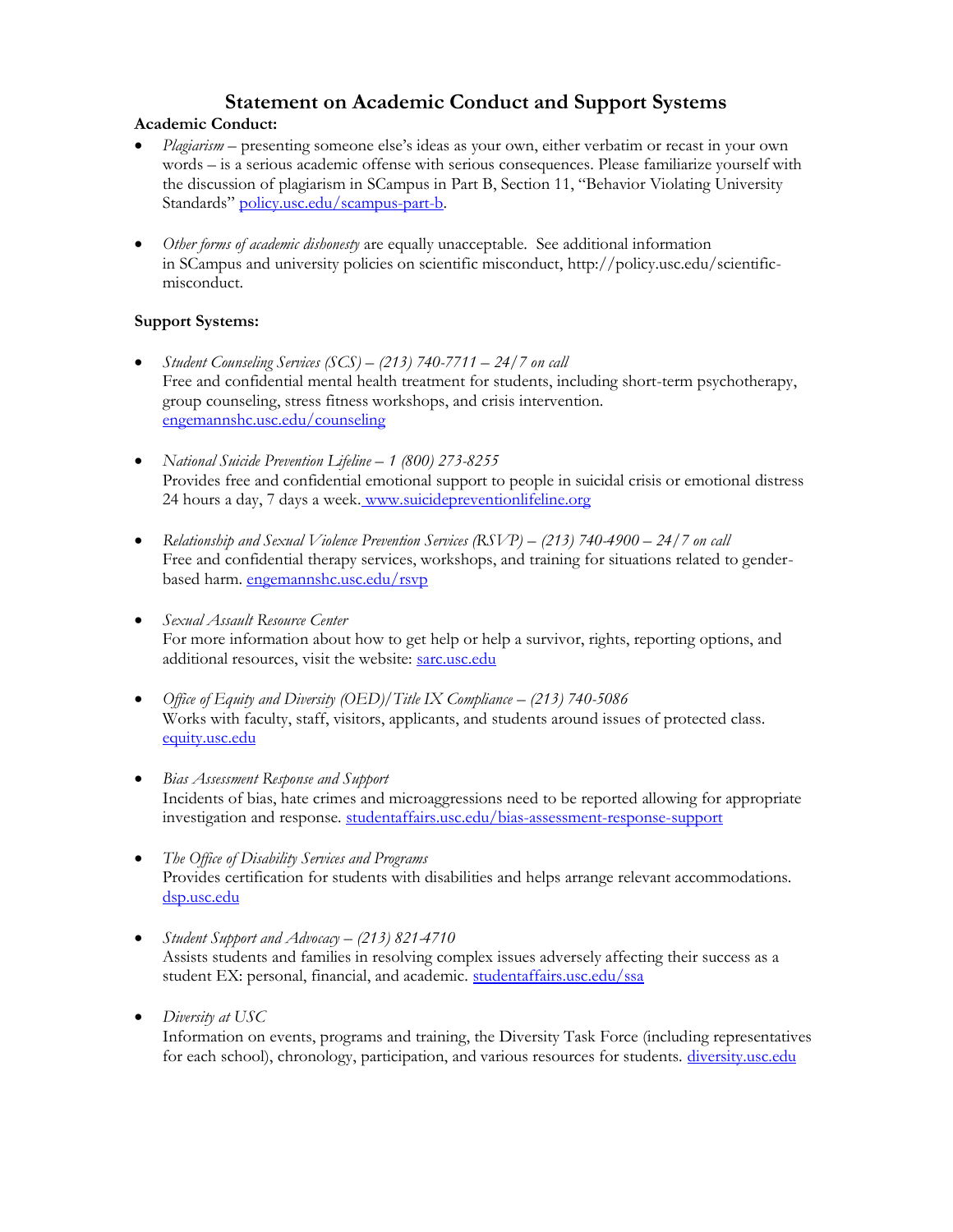# Statement on Academic Conduct and Support Systems

**Academic Conduct:**

- *Plagiarism* – presenting someone else's ideas as your own, either verbatim or recast in your own words – is a serious academic offense with serious consequences. Please familiarize yourself with the discussion of plagiarism in SCampus in Part B, Section 11, "Behavior Violating University Standards" [policy.usc.edu/scampus-part-b](policy.usc.edu/scampus-part-b).

- *Other forms of academic dishonesty* are equally unacceptable. See additional information in SCampus and university policies on scientific misconduct, http://policy.usc.edu/scientific-misconduct.

**Support Systems:**

- *Student Counseling Services (SCS) – (213) 740-7711 – 24/7 on call*
  Free and confidential mental health treatment for students, including short-term psychotherapy, group counseling, stress fitness workshops, and crisis intervention. [engemannshc.usc.edu/counseling](engemannshc.usc.edu/counseling)

- *National Suicide Prevention Lifeline – 1 (800) 273-8255*
  Provides free and confidential emotional support to people in suicidal crisis or emotional distress 24 hours a day, 7 days a week. [www.suicidepreventionlifeline.org](www.suicidepreventionlifeline.org)

- *Relationship and Sexual Violence Prevention Services (RSVP) – (213) 740-4900 – 24/7 on call*
  Free and confidential therapy services, workshops, and training for situations related to gender-based harm. [engemannshc.usc.edu/rsvp](engemannshc.usc.edu/rsvp)

- *Sexual Assault Resource Center*
  For more information about how to get help or help a survivor, rights, reporting options, and additional resources, visit the website: [sarc.usc.edu](sarc.usc.edu)

- *Office of Equity and Diversity (OED)/Title IX Compliance – (213) 740-5086*
  Works with faculty, staff, visitors, applicants, and students around issues of protected class. [equity.usc.edu](equity.usc.edu)

- *Bias Assessment Response and Support*
  Incidents of bias, hate crimes and microaggressions need to be reported allowing for appropriate investigation and response. [studentaffairs.usc.edu/bias-assessment-response-support](studentaffairs.usc.edu/bias-assessment-response-support)

- *The Office of Disability Services and Programs*
  Provides certification for students with disabilities and helps arrange relevant accommodations. [dsp.usc.edu](dsp.usc.edu)

- *Student Support and Advocacy – (213) 821-4710*
  Assists students and families in resolving complex issues adversely affecting their success as a student EX: personal, financial, and academic. [studentaffairs.usc.edu/ssa](studentaffairs.usc.edu/ssa)

- *Diversity at USC*
  Information on events, programs and training, the Diversity Task Force (including representatives for each school), chronology, participation, and various resources for students. [diversity.usc.edu](diversity.usc.edu)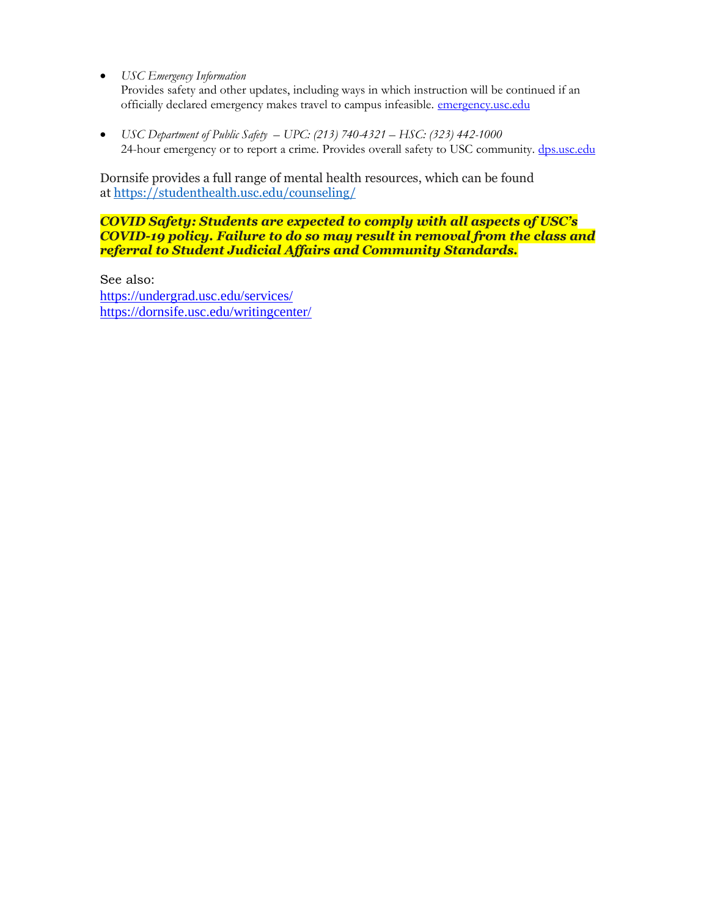- *USC Emergency Information*
  Provides safety and other updates, including ways in which instruction will be continued if an officially declared emergency makes travel to campus infeasible. emergency.usc.edu

- *USC Department of Public Safety – UPC: (213) 740-4321 – HSC: (323) 442-1000*
  24-hour emergency or to report a crime. Provides overall safety to USC community. dps.usc.edu

Dornsife provides a full range of mental health resources, which can be found at https://studenthealth.usc.edu/counseling/

***COVID Safety: Students are expected to comply with all aspects of USC's COVID-19 policy. Failure to do so may result in removal from the class and referral to Student Judicial Affairs and Community Standards.***

See also:
https://undergrad.usc.edu/services/
https://dornsife.usc.edu/writingcenter/